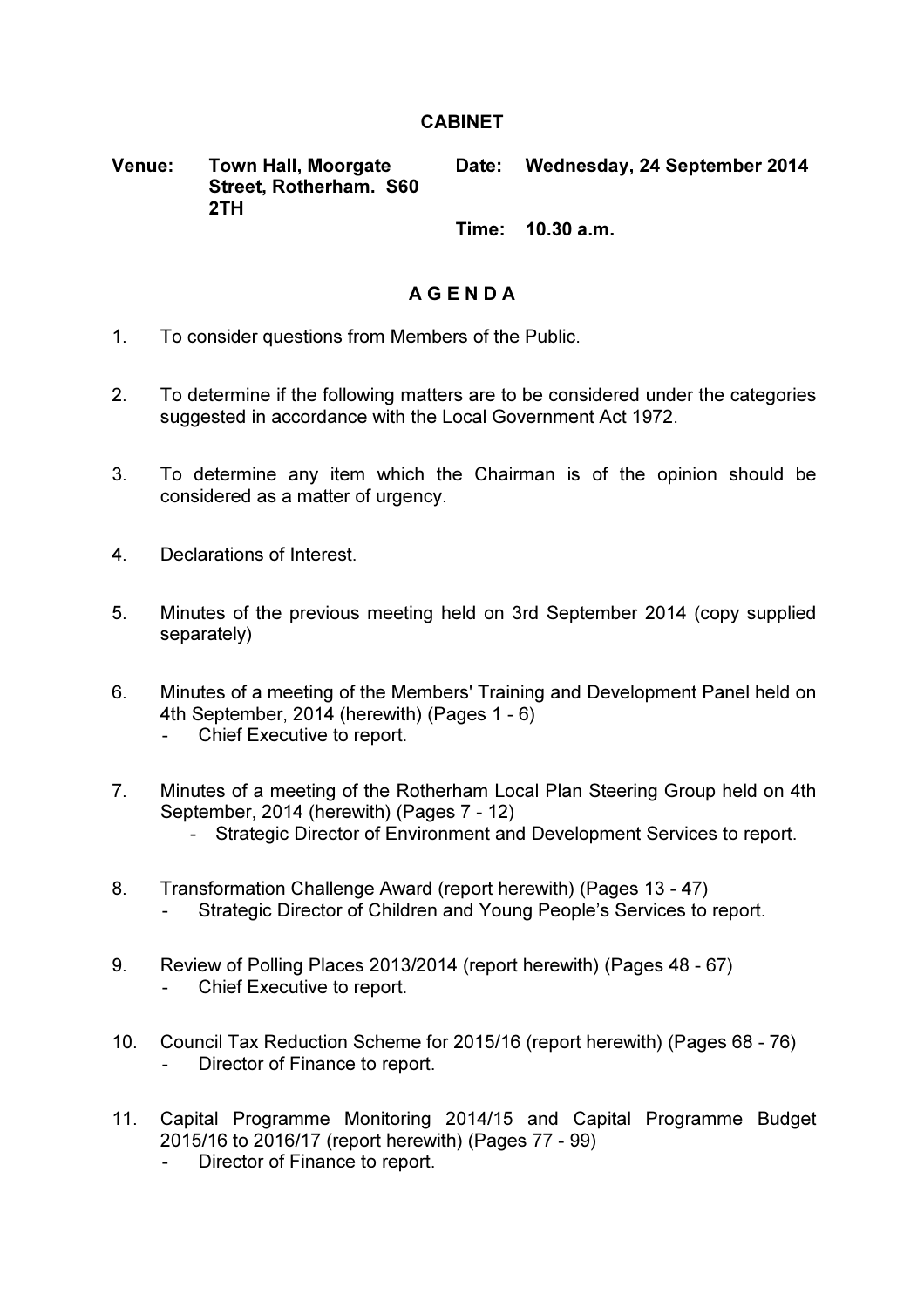# CABINET

**Venue:** Town Hall, Moorgate Street, Rotherham. S60 2TH

**Date:** Wednesday, 24 September 2014

**Time:** 10.30 a.m.

## A G E N D A

1. To consider questions from Members of the Public.

2. To determine if the following matters are to be considered under the categories suggested in accordance with the Local Government Act 1972.

3. To determine any item which the Chairman is of the opinion should be considered as a matter of urgency.

4. Declarations of Interest.

5. Minutes of the previous meeting held on 3rd September 2014 (copy supplied separately)

6. Minutes of a meeting of the Members' Training and Development Panel held on 4th September, 2014 (herewith) (Pages 1 - 6)
   - Chief Executive to report.

7. Minutes of a meeting of the Rotherham Local Plan Steering Group held on 4th September, 2014 (herewith) (Pages 7 - 12)
   - Strategic Director of Environment and Development Services to report.

8. Transformation Challenge Award (report herewith) (Pages 13 - 47)
   - Strategic Director of Children and Young People's Services to report.

9. Review of Polling Places 2013/2014 (report herewith) (Pages 48 - 67)
   - Chief Executive to report.

10. Council Tax Reduction Scheme for 2015/16 (report herewith) (Pages 68 - 76)
    - Director of Finance to report.

11. Capital Programme Monitoring 2014/15 and Capital Programme Budget 2015/16 to 2016/17 (report herewith) (Pages 77 - 99)
    - Director of Finance to report.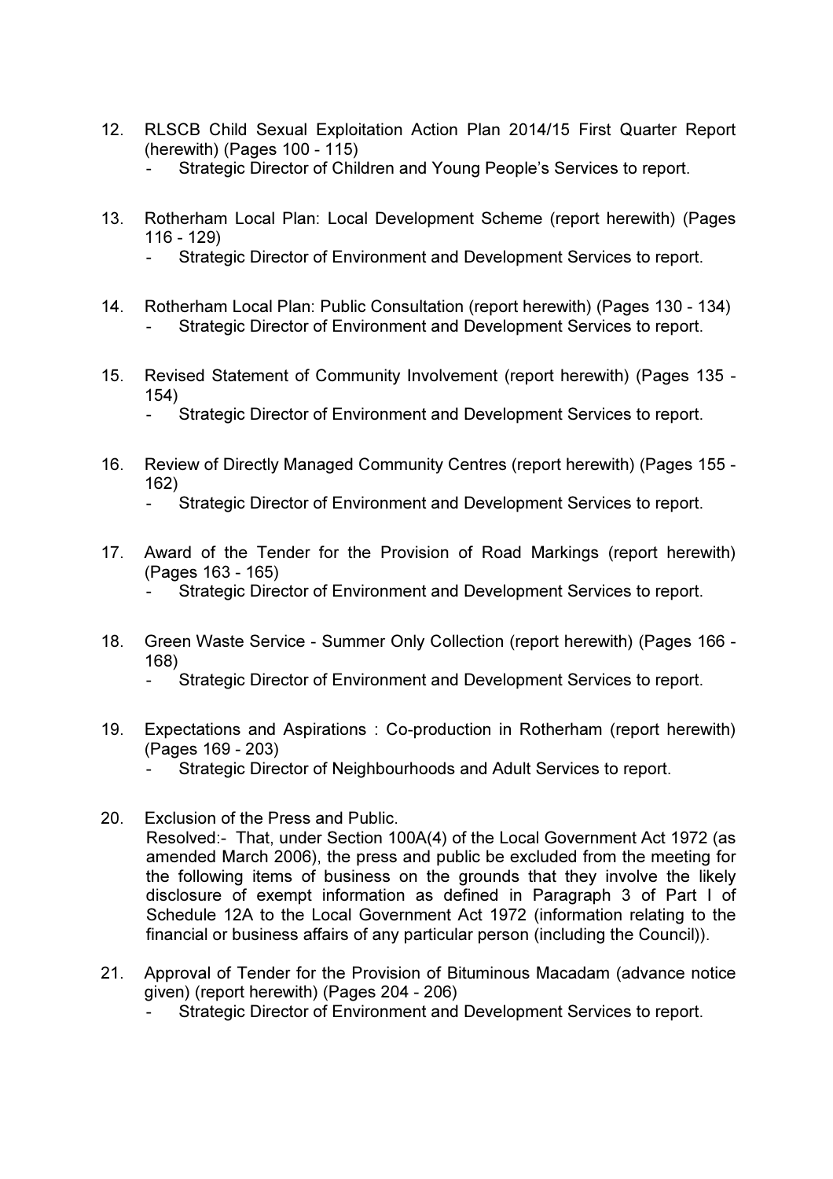12. RLSCB Child Sexual Exploitation Action Plan 2014/15 First Quarter Report (herewith) (Pages 100 - 115)
    - Strategic Director of Children and Young People's Services to report.

13. Rotherham Local Plan: Local Development Scheme (report herewith) (Pages 116 - 129)
    - Strategic Director of Environment and Development Services to report.

14. Rotherham Local Plan: Public Consultation (report herewith) (Pages 130 - 134)
    - Strategic Director of Environment and Development Services to report.

15. Revised Statement of Community Involvement (report herewith) (Pages 135 - 154)
    - Strategic Director of Environment and Development Services to report.

16. Review of Directly Managed Community Centres (report herewith) (Pages 155 - 162)
    - Strategic Director of Environment and Development Services to report.

17. Award of the Tender for the Provision of Road Markings (report herewith) (Pages 163 - 165)
    - Strategic Director of Environment and Development Services to report.

18. Green Waste Service - Summer Only Collection (report herewith) (Pages 166 - 168)
    - Strategic Director of Environment and Development Services to report.

19. Expectations and Aspirations : Co-production in Rotherham (report herewith) (Pages 169 - 203)
    - Strategic Director of Neighbourhoods and Adult Services to report.

20. Exclusion of the Press and Public.
    Resolved:- That, under Section 100A(4) of the Local Government Act 1972 (as amended March 2006), the press and public be excluded from the meeting for the following items of business on the grounds that they involve the likely disclosure of exempt information as defined in Paragraph 3 of Part I of Schedule 12A to the Local Government Act 1972 (information relating to the financial or business affairs of any particular person (including the Council)).

21. Approval of Tender for the Provision of Bituminous Macadam (advance notice given) (report herewith) (Pages 204 - 206)
    - Strategic Director of Environment and Development Services to report.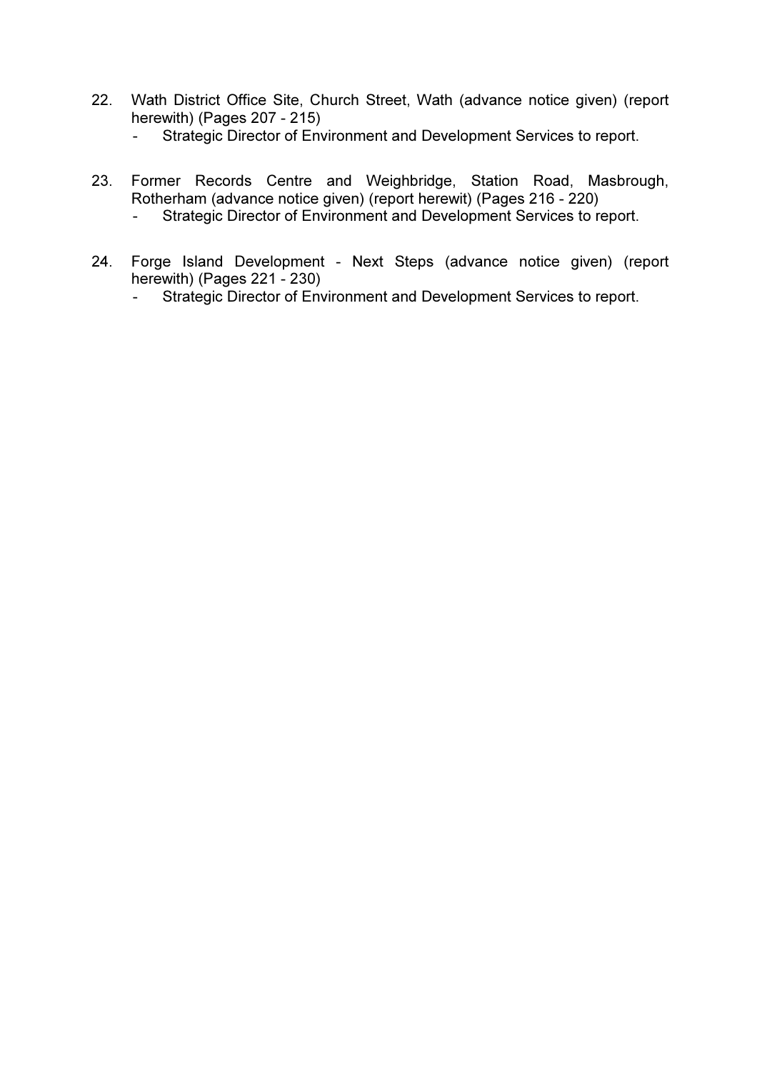22. Wath District Office Site, Church Street, Wath (advance notice given) (report herewith) (Pages 207 - 215)
    - Strategic Director of Environment and Development Services to report.

23. Former Records Centre and Weighbridge, Station Road, Masbrough, Rotherham (advance notice given) (report herewit) (Pages 216 - 220)
    - Strategic Director of Environment and Development Services to report.

24. Forge Island Development - Next Steps (advance notice given) (report herewith) (Pages 221 - 230)
    - Strategic Director of Environment and Development Services to report.